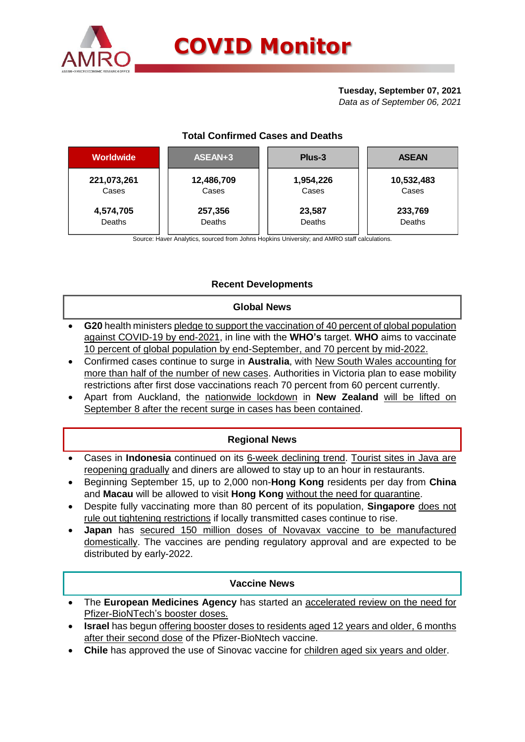# COVID Monitor

**Tuesday, September 07, 2021**
*Data as of September 06, 2021*

### Total Confirmed Cases and Deaths

| Worldwide | ASEAN+3 | Plus-3 | ASEAN |
|---|---|---|---|
| **221,073,261** Cases | **12,486,709** Cases | **1,954,226** Cases | **10,532,483** Cases |
| **4,574,705** Deaths | **257,356** Deaths | **23,587** Deaths | **233,769** Deaths |

Source: Haver Analytics, sourced from Johns Hopkins University; and AMRO staff calculations.

## Recent Developments

### Global News

- **G20** health ministers pledge to support the vaccination of 40 percent of global population against COVID-19 by end-2021, in line with the **WHO's** target. **WHO** aims to vaccinate 10 percent of global population by end-September, and 70 percent by mid-2022.
- Confirmed cases continue to surge in **Australia**, with New South Wales accounting for more than half of the number of new cases. Authorities in Victoria plan to ease mobility restrictions after first dose vaccinations reach 70 percent from 60 percent currently.
- Apart from Auckland, the nationwide lockdown in **New Zealand** will be lifted on September 8 after the recent surge in cases has been contained.

### Regional News

- Cases in **Indonesia** continued on its 6-week declining trend. Tourist sites in Java are reopening gradually and diners are allowed to stay up to an hour in restaurants.
- Beginning September 15, up to 2,000 non-**Hong Kong** residents per day from **China** and **Macau** will be allowed to visit **Hong Kong** without the need for quarantine.
- Despite fully vaccinating more than 80 percent of its population, **Singapore** does not rule out tightening restrictions if locally transmitted cases continue to rise.
- **Japan** has secured 150 million doses of Novavax vaccine to be manufactured domestically. The vaccines are pending regulatory approval and are expected to be distributed by early-2022.

### Vaccine News

- The **European Medicines Agency** has started an accelerated review on the need for Pfizer-BioNTech's booster doses.
- **Israel** has begun offering booster doses to residents aged 12 years and older, 6 months after their second dose of the Pfizer-BioNtech vaccine.
- **Chile** has approved the use of Sinovac vaccine for children aged six years and older.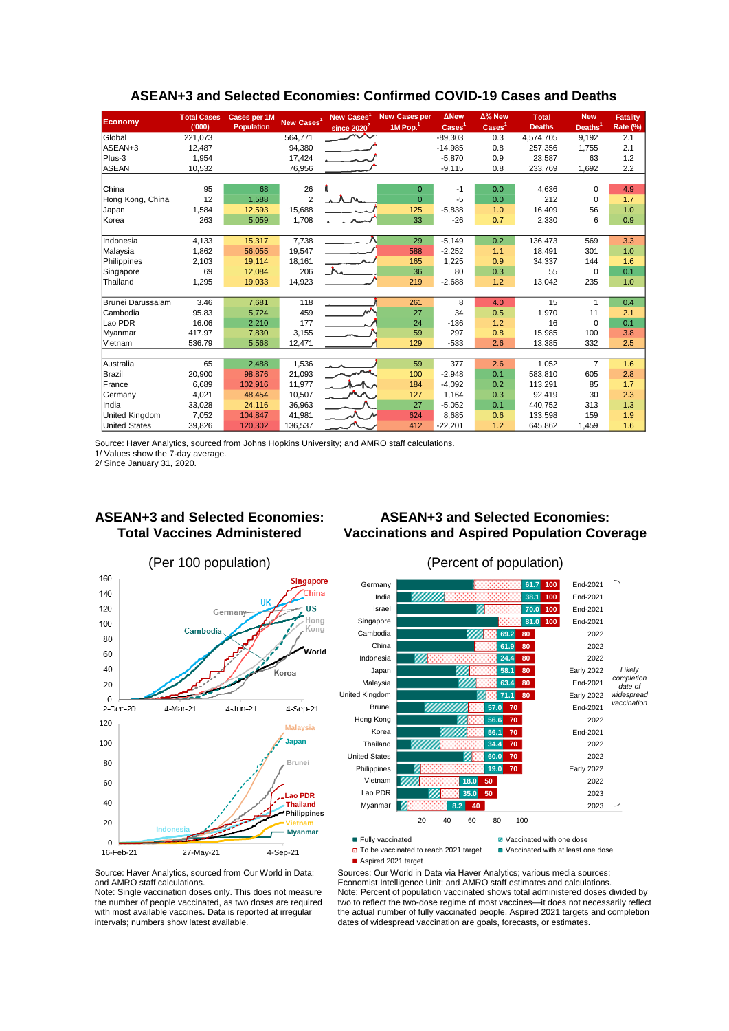## ASEAN+3 and Selected Economies: Confirmed COVID-19 Cases and Deaths

| Economy | Total Cases ('000) | Cases per 1M Population | New Cases[1] | New Cases[1] since 2020[2] | New Cases per 1M Pop.[1] | ΔNew Cases[1] | Δ% New Cases[1] | Total Deaths | New Deaths[1] | Fatality Rate (%) |
|---|---|---|---|---|---|---|---|---|---|---|
| Global | 221,073 | | 564,771 | | | -89,303 | 0.3 | 4,574,705 | 9,192 | 2.1 |
| ASEAN+3 | 12,487 | | 94,380 | | | -14,985 | 0.8 | 257,356 | 1,755 | 2.1 |
| Plus-3 | 1,954 | | 17,424 | | | -5,870 | 0.9 | 23,587 | 63 | 1.2 |
| ASEAN | 10,532 | | 76,956 | | | -9,115 | 0.8 | 233,769 | 1,692 | 2.2 |
| | | | | | | | | | | |
| China | 95 | 68 | 26 | | 0 | -1 | 0.0 | 4,636 | 0 | 4.9 |
| Hong Kong, China | 12 | 1,588 | 2 | | 0 | -5 | 0.0 | 212 | 0 | 1.7 |
| Japan | 1,584 | 12,593 | 15,688 | | 125 | -5,838 | 1.0 | 16,409 | 56 | 1.0 |
| Korea | 263 | 5,059 | 1,708 | | 33 | -26 | 0.7 | 2,330 | 6 | 0.9 |
| | | | | | | | | | | |
| Indonesia | 4,133 | 15,317 | 7,738 | | 29 | -5,149 | 0.2 | 136,473 | 569 | 3.3 |
| Malaysia | 1,862 | 56,055 | 19,547 | | 588 | -2,252 | 1.1 | 18,491 | 301 | 1.0 |
| Philippines | 2,103 | 19,114 | 18,161 | | 165 | 1,225 | 0.9 | 34,337 | 144 | 1.6 |
| Singapore | 69 | 12,084 | 206 | | 36 | 80 | 0.3 | 55 | 0 | 0.1 |
| Thailand | 1,295 | 19,033 | 14,923 | | 219 | -2,688 | 1.2 | 13,042 | 235 | 1.0 |
| | | | | | | | | | | |
| Brunei Darussalam | 3.46 | 7,681 | 118 | | 261 | 8 | 4.0 | 15 | 1 | 0.4 |
| Cambodia | 95.83 | 5,724 | 459 | | 27 | 34 | 0.5 | 1,970 | 11 | 2.1 |
| Lao PDR | 16.06 | 2,210 | 177 | | 24 | -136 | 1.2 | 16 | 0 | 0.1 |
| Myanmar | 417.97 | 7,830 | 3,155 | | 59 | 297 | 0.8 | 15,985 | 100 | 3.8 |
| Vietnam | 536.79 | 5,568 | 12,471 | | 129 | -533 | 2.6 | 13,385 | 332 | 2.5 |
| | | | | | | | | | | |
| Australia | 65 | 2,488 | 1,536 | | 59 | 377 | 2.6 | 1,052 | 7 | 1.6 |
| Brazil | 20,900 | 98,876 | 21,093 | | 100 | -2,948 | 0.1 | 583,810 | 605 | 2.8 |
| France | 6,689 | 102,916 | 11,977 | | 184 | -4,092 | 0.2 | 113,291 | 85 | 1.7 |
| Germany | 4,021 | 48,454 | 10,507 | | 127 | 1,164 | 0.3 | 92,419 | 30 | 2.3 |
| India | 33,028 | 24,116 | 36,963 | | 27 | -5,052 | 0.1 | 440,752 | 313 | 1.3 |
| United Kingdom | 7,052 | 104,847 | 41,981 | | 624 | 8,685 | 0.6 | 133,598 | 159 | 1.9 |
| United States | 39,826 | 120,302 | 136,537 | | 412 | -22,201 | 1.2 | 645,862 | 1,459 | 1.6 |

Source: Haver Analytics, sourced from Johns Hopkins University; and AMRO staff calculations.
1/ Values show the 7-day average.
2/ Since January 31, 2020.

## ASEAN+3 and Selected Economies: Total Vaccines Administered

(Per 100 population)

160
140
120
100
80
60
40
20
0
2-Dec-20
4-Mar-21
4-Jun-21
4-Sep-21
Singapore
China
UK
US
Germany
Hong Kong
Cambodia
World
Korea

120
100
80
60
40
20
0
16-Feb-21
27-May-21
4-Sep-21
Malaysia
Japan
Brunei
Lao PDR
Thailand
Philippines
Vietnam
Myanmar
Indonesia

Source: Haver Analytics, sourced from Our World in Data; and AMRO staff calculations.
Note: Single vaccination doses only. This does not measure the number of people vaccinated, as two doses are required with most available vaccines. Data is reported at irregular intervals; numbers show latest available.

## ASEAN+3 and Selected Economies: Vaccinations and Aspired Population Coverage

(Percent of population)

Germany 61.7 100 End-2021
India 38.1 100 End-2021
Israel 70.0 100 End-2021
Singapore 81.0 100 End-2021
Cambodia 69.2 80 2022
China 61.9 80 2022
Indonesia 24.4 80 2022
Japan 58.1 80 Early 2022
Malaysia 63.4 80 End-2021
United Kingdom 71.1 80 Early 2022
Brunei 57.0 70 End-2021
Hong Kong 56.6 70 2022
Korea 56.1 70 End-2021
Thailand 34.4 70 2022
United States 60.0 70 2022
Philippines 19.0 70 Early 2022
Vietnam 18.0 50 2022
Lao PDR 35.0 50 2023
Myanmar 8.2 40 2023

20 40 60 80 100

*Likely completion date of widespread vaccination*

Fully vaccinated
Vaccinated with one dose
To be vaccinated to reach 2021 target
Vaccinated with at least one dose
Aspired 2021 target

Sources: Our World in Data via Haver Analytics; various media sources; Economist Intelligence Unit; and AMRO staff estimates and calculations.
Note: Percent of population vaccinated shows total administered doses divided by two to reflect the two-dose regime of most vaccines—it does not necessarily reflect the actual number of fully vaccinated people. Aspired 2021 targets and completion dates of widespread vaccination are goals, forecasts, or estimates.